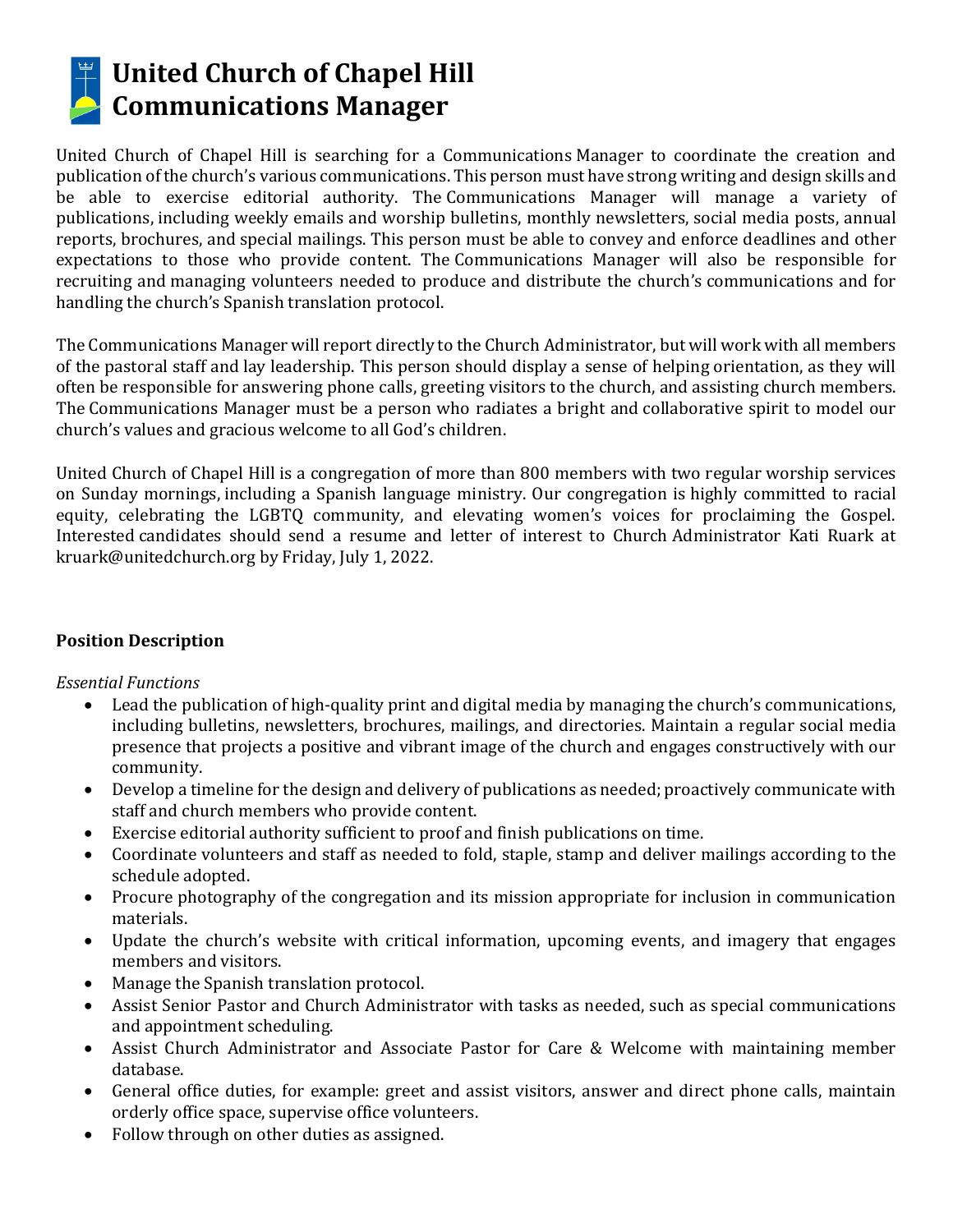# United Church of Chapel Hill
# Communications Manager

United Church of Chapel Hill is searching for a Communications Manager to coordinate the creation and publication of the church's various communications. This person must have strong writing and design skills and be able to exercise editorial authority. The Communications Manager will manage a variety of publications, including weekly emails and worship bulletins, monthly newsletters, social media posts, annual reports, brochures, and special mailings. This person must be able to convey and enforce deadlines and other expectations to those who provide content. The Communications Manager will also be responsible for recruiting and managing volunteers needed to produce and distribute the church's communications and for handling the church's Spanish translation protocol.

The Communications Manager will report directly to the Church Administrator, but will work with all members of the pastoral staff and lay leadership. This person should display a sense of helping orientation, as they will often be responsible for answering phone calls, greeting visitors to the church, and assisting church members. The Communications Manager must be a person who radiates a bright and collaborative spirit to model our church's values and gracious welcome to all God's children.

United Church of Chapel Hill is a congregation of more than 800 members with two regular worship services on Sunday mornings, including a Spanish language ministry. Our congregation is highly committed to racial equity, celebrating the LGBTQ community, and elevating women's voices for proclaiming the Gospel. Interested candidates should send a resume and letter of interest to Church Administrator Kati Ruark at kruark@unitedchurch.org by Friday, July 1, 2022.

**Position Description**

*Essential Functions*

- Lead the publication of high-quality print and digital media by managing the church's communications, including bulletins, newsletters, brochures, mailings, and directories. Maintain a regular social media presence that projects a positive and vibrant image of the church and engages constructively with our community.
- Develop a timeline for the design and delivery of publications as needed; proactively communicate with staff and church members who provide content.
- Exercise editorial authority sufficient to proof and finish publications on time.
- Coordinate volunteers and staff as needed to fold, staple, stamp and deliver mailings according to the schedule adopted.
- Procure photography of the congregation and its mission appropriate for inclusion in communication materials.
- Update the church's website with critical information, upcoming events, and imagery that engages members and visitors.
- Manage the Spanish translation protocol.
- Assist Senior Pastor and Church Administrator with tasks as needed, such as special communications and appointment scheduling.
- Assist Church Administrator and Associate Pastor for Care & Welcome with maintaining member database.
- General office duties, for example: greet and assist visitors, answer and direct phone calls, maintain orderly office space, supervise office volunteers.
- Follow through on other duties as assigned.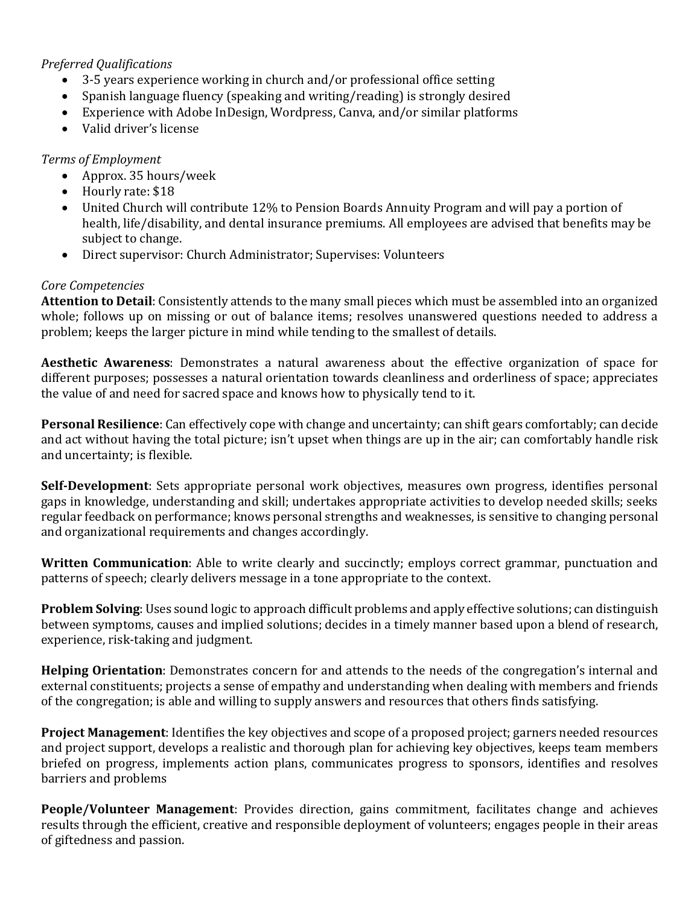*Preferred Qualifications*

- 3-5 years experience working in church and/or professional office setting
- Spanish language fluency (speaking and writing/reading) is strongly desired
- Experience with Adobe InDesign, Wordpress, Canva, and/or similar platforms
- Valid driver's license

*Terms of Employment*

- Approx. 35 hours/week
- Hourly rate: $18
- United Church will contribute 12% to Pension Boards Annuity Program and will pay a portion of health, life/disability, and dental insurance premiums. All employees are advised that benefits may be subject to change.
- Direct supervisor: Church Administrator; Supervises: Volunteers

*Core Competencies*

**Attention to Detail**: Consistently attends to the many small pieces which must be assembled into an organized whole; follows up on missing or out of balance items; resolves unanswered questions needed to address a problem; keeps the larger picture in mind while tending to the smallest of details.

**Aesthetic Awareness**: Demonstrates a natural awareness about the effective organization of space for different purposes; possesses a natural orientation towards cleanliness and orderliness of space; appreciates the value of and need for sacred space and knows how to physically tend to it.

**Personal Resilience**: Can effectively cope with change and uncertainty; can shift gears comfortably; can decide and act without having the total picture; isn't upset when things are up in the air; can comfortably handle risk and uncertainty; is flexible.

**Self-Development**: Sets appropriate personal work objectives, measures own progress, identifies personal gaps in knowledge, understanding and skill; undertakes appropriate activities to develop needed skills; seeks regular feedback on performance; knows personal strengths and weaknesses, is sensitive to changing personal and organizational requirements and changes accordingly.

**Written Communication**: Able to write clearly and succinctly; employs correct grammar, punctuation and patterns of speech; clearly delivers message in a tone appropriate to the context.

**Problem Solving**: Uses sound logic to approach difficult problems and apply effective solutions; can distinguish between symptoms, causes and implied solutions; decides in a timely manner based upon a blend of research, experience, risk-taking and judgment.

**Helping Orientation**: Demonstrates concern for and attends to the needs of the congregation's internal and external constituents; projects a sense of empathy and understanding when dealing with members and friends of the congregation; is able and willing to supply answers and resources that others finds satisfying.

**Project Management**: Identifies the key objectives and scope of a proposed project; garners needed resources and project support, develops a realistic and thorough plan for achieving key objectives, keeps team members briefed on progress, implements action plans, communicates progress to sponsors, identifies and resolves barriers and problems

**People/Volunteer Management**: Provides direction, gains commitment, facilitates change and achieves results through the efficient, creative and responsible deployment of volunteers; engages people in their areas of giftedness and passion.